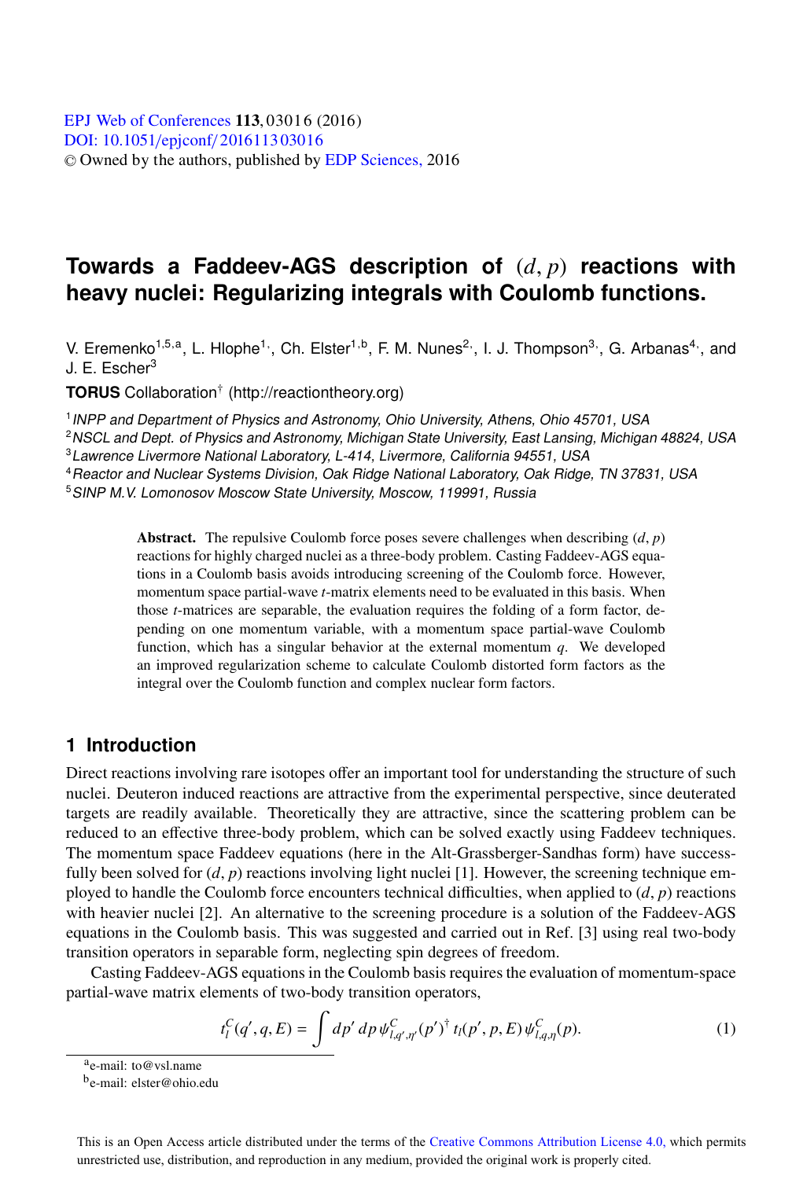# Towards a Faddeev-AGS description of $(d, p)$ reactions with heavy nuclei: Regularizing integrals with Coulomb functions.

V. Eremenko[1,5,a], L. Hlophe[1], Ch. Elster[1,b], F. M. Nunes[2], I. J. Thompson[3], G. Arbanas[4], and J. E. Escher[3]

**TORUS** Collaboration[†] (http://reactiontheory.org)

[1] *INPP and Department of Physics and Astronomy, Ohio University, Athens, Ohio 45701, USA*
[2] *NSCL and Dept. of Physics and Astronomy, Michigan State University, East Lansing, Michigan 48824, USA*
[3] *Lawrence Livermore National Laboratory, L-414, Livermore, California 94551, USA*
[4] *Reactor and Nuclear Systems Division, Oak Ridge National Laboratory, Oak Ridge, TN 37831, USA*
[5] *SINP M.V. Lomonosov Moscow State University, Moscow, 119991, Russia*

**Abstract.** The repulsive Coulomb force poses severe challenges when describing $(d, p)$ reactions for highly charged nuclei as a three-body problem. Casting Faddeev-AGS equations in a Coulomb basis avoids introducing screening of the Coulomb force. However, momentum space partial-wave $t$-matrix elements need to be evaluated in this basis. When those $t$-matrices are separable, the evaluation requires the folding of a form factor, depending on one momentum variable, with a momentum space partial-wave Coulomb function, which has a singular behavior at the external momentum $q$. We developed an improved regularization scheme to calculate Coulomb distorted form factors as the integral over the Coulomb function and complex nuclear form factors.

## 1 Introduction

Direct reactions involving rare isotopes offer an important tool for understanding the structure of such nuclei. Deuteron induced reactions are attractive from the experimental perspective, since deuterated targets are readily available. Theoretically they are attractive, since the scattering problem can be reduced to an effective three-body problem, which can be solved exactly using Faddeev techniques. The momentum space Faddeev equations (here in the Alt-Grassberger-Sandhas form) have successfully been solved for $(d, p)$ reactions involving light nuclei [1]. However, the screening technique employed to handle the Coulomb force encounters technical difficulties, when applied to $(d, p)$ reactions with heavier nuclei [2]. An alternative to the screening procedure is a solution of the Faddeev-AGS equations in the Coulomb basis. This was suggested and carried out in Ref. [3] using real two-body transition operators in separable form, neglecting spin degrees of freedom.

Casting Faddeev-AGS equations in the Coulomb basis requires the evaluation of momentum-space partial-wave matrix elements of two-body transition operators,

$$t_l^C(q', q, E) = \int dp'\, dp\, \psi^C_{l,q',\eta'}(p')^\dagger\, t_l(p', p, E)\, \psi^C_{l,q,\eta}(p). \tag{1}$$

[a] e-mail: to@vsl.name
[b] e-mail: elster@ohio.edu

This is an Open Access article distributed under the terms of the Creative Commons Attribution License 4.0, which permits unrestricted use, distribution, and reproduction in any medium, provided the original work is properly cited.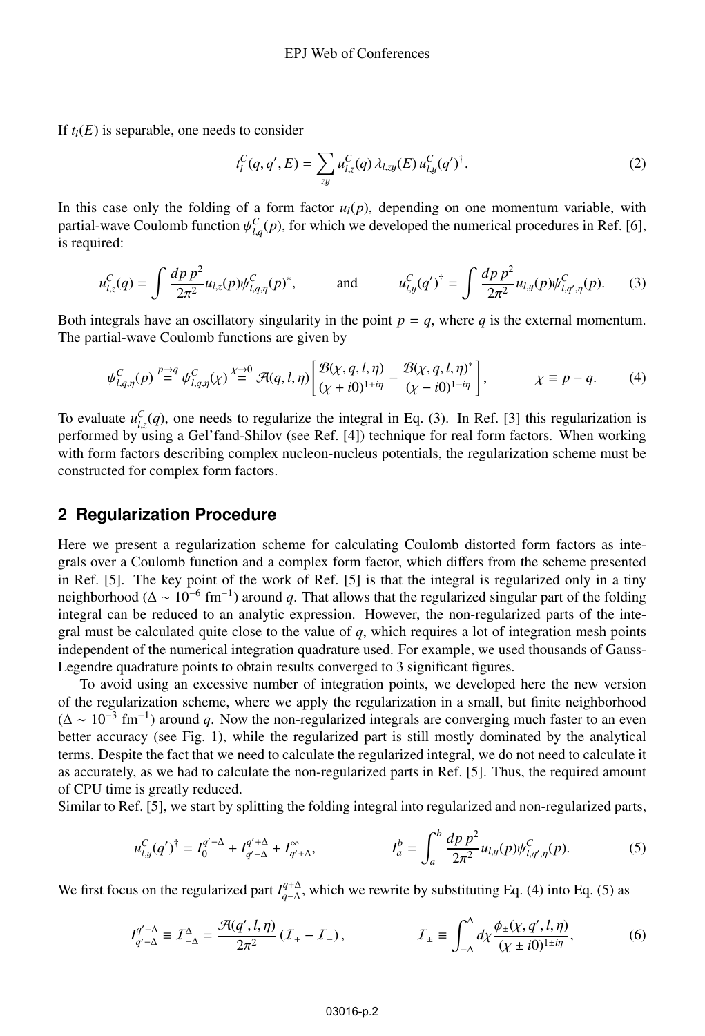If $t_l(E)$ is separable, one needs to consider

$$t_l^C(q, q', E) = \sum_{zy} u_{l,z}^C(q)\, \lambda_{l,zy}(E)\, u_{l,y}^C(q')^\dagger. \tag{2}$$

In this case only the folding of a form factor $u_l(p)$, depending on one momentum variable, with partial-wave Coulomb function $\psi_{l,q}^C(p)$, for which we developed the numerical procedures in Ref. [6], is required:

$$u_{l,z}^C(q) = \int \frac{dp\, p^2}{2\pi^2} u_{l,z}(p) \psi_{l,q,\eta}^C(p)^*, \qquad \text{and} \qquad u_{l,y}^C(q')^\dagger = \int \frac{dp\, p^2}{2\pi^2} u_{l,y}(p) \psi_{l,q',\eta}^C(p). \tag{3}$$

Both integrals have an oscillatory singularity in the point $p = q$, where $q$ is the external momentum. The partial-wave Coulomb functions are given by

$$\psi_{l,q,\eta}^C(p) \overset{p\to q}{=} \psi_{l,q,\eta}^C(\chi) \overset{\chi\to 0}{=} \mathcal{A}(q,l,\eta) \left[ \frac{\mathcal{B}(\chi,q,l,\eta)}{(\chi + i0)^{1+i\eta}} - \frac{\mathcal{B}(\chi,q,l,\eta)^*}{(\chi - i0)^{1-i\eta}} \right], \qquad \chi \equiv p - q. \tag{4}$$

To evaluate $u_{l,z}^C(q)$, one needs to regularize the integral in Eq. (3). In Ref. [3] this regularization is performed by using a Gel'fand-Shilov (see Ref. [4]) technique for real form factors. When working with form factors describing complex nucleon-nucleus potentials, the regularization scheme must be constructed for complex form factors.

## 2 Regularization Procedure

Here we present a regularization scheme for calculating Coulomb distorted form factors as integrals over a Coulomb function and a complex form factor, which differs from the scheme presented in Ref. [5]. The key point of the work of Ref. [5] is that the integral is regularized only in a tiny neighborhood ($\Delta \sim 10^{-6}$ fm$^{-1}$) around $q$. That allows that the regularized singular part of the folding integral can be reduced to an analytic expression. However, the non-regularized parts of the integral must be calculated quite close to the value of $q$, which requires a lot of integration mesh points independent of the numerical integration quadrature used. For example, we used thousands of Gauss-Legendre quadrature points to obtain results converged to 3 significant figures.

To avoid using an excessive number of integration points, we developed here the new version of the regularization scheme, where we apply the regularization in a small, but finite neighborhood ($\Delta \sim 10^{-3}$ fm$^{-1}$) around $q$. Now the non-regularized integrals are converging much faster to an even better accuracy (see Fig. 1), while the regularized part is still mostly dominated by the analytical terms. Despite the fact that we need to calculate the regularized integral, we do not need to calculate it as accurately, as we had to calculate the non-regularized parts in Ref. [5]. Thus, the required amount of CPU time is greatly reduced.

Similar to Ref. [5], we start by splitting the folding integral into regularized and non-regularized parts,

$$u_{l,y}^C(q')^\dagger = I_0^{q'-\Delta} + I_{q'-\Delta}^{q'+\Delta} + I_{q'+\Delta}^{\infty}, \qquad I_a^b = \int_a^b \frac{dp\, p^2}{2\pi^2} u_{l,y}(p) \psi_{l,q',\eta}^C(p). \tag{5}$$

We first focus on the regularized part $I_{q-\Delta}^{q+\Delta}$, which we rewrite by substituting Eq. (4) into Eq. (5) as

$$I_{q'-\Delta}^{q'+\Delta} \equiv \mathcal{I}_{-\Delta}^{\Delta} = \frac{\mathcal{A}(q',l,\eta)}{2\pi^2} \left( \mathcal{I}_+ - \mathcal{I}_- \right), \qquad \mathcal{I}_\pm \equiv \int_{-\Delta}^{\Delta} d\chi \frac{\phi_\pm(\chi, q', l, \eta)}{(\chi \pm i0)^{1\pm i\eta}}, \tag{6}$$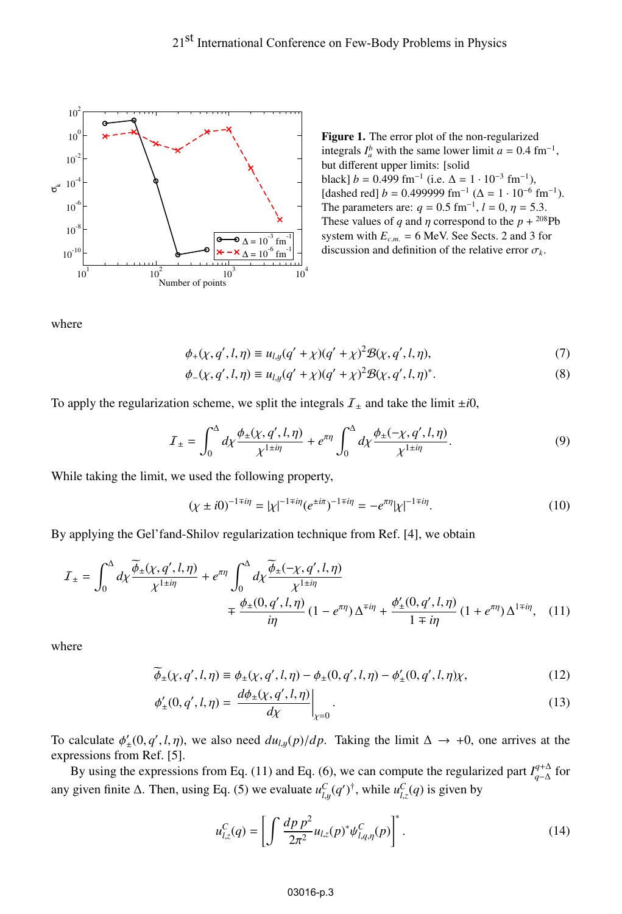**Figure 1.** The error plot of the non-regularized integrals $I_a^b$ with the same lower limit $a = 0.4$ fm$^{-1}$, but different upper limits: [solid black] $b = 0.499$ fm$^{-1}$ (i.e. $\Delta = 1 \cdot 10^{-3}$ fm$^{-1}$), [dashed red] $b = 0.499999$ fm$^{-1}$ ($\Delta = 1 \cdot 10^{-6}$ fm$^{-1}$). The parameters are: $q = 0.5$ fm$^{-1}$, $l = 0$, $\eta = 5.3$. These values of $q$ and $\eta$ correspond to the $p + {}^{208}$Pb system with $E_{c.m.} = 6$ MeV. See Sects. 2 and 3 for discussion and definition of the relative error $\sigma_k$.

where

$$\phi_+(\chi, q', l, \eta) \equiv u_{l,y}(q' + \chi)(q' + \chi)^2 \mathcal{B}(\chi, q', l, \eta), \tag{7}$$

$$\phi_-(\chi, q', l, \eta) \equiv u_{l,y}(q' + \chi)(q' + \chi)^2 \mathcal{B}(\chi, q', l, \eta)^*. \tag{8}$$

To apply the regularization scheme, we split the integrals $\mathcal{I}_\pm$ and take the limit $\pm i0$,

$$\mathcal{I}_\pm = \int_0^\Delta d\chi \frac{\phi_\pm(\chi, q', l, \eta)}{\chi^{1\pm i\eta}} + e^{\pi\eta} \int_0^\Delta d\chi \frac{\phi_\pm(-\chi, q', l, \eta)}{\chi^{1\pm i\eta}}. \tag{9}$$

While taking the limit, we used the following property,

$$(\chi \pm i0)^{-1\mp i\eta} = |\chi|^{-1\mp i\eta}(e^{\pm i\pi})^{-1\mp i\eta} = -e^{\pi\eta}|\chi|^{-1\mp i\eta}. \tag{10}$$

By applying the Gel'fand-Shilov regularization technique from Ref. [4], we obtain

$$\mathcal{I}_\pm = \int_0^\Delta d\chi \frac{\widetilde{\phi}_\pm(\chi, q', l, \eta)}{\chi^{1\pm i\eta}} + e^{\pi\eta} \int_0^\Delta d\chi \frac{\widetilde{\phi}_\pm(-\chi, q', l, \eta)}{\chi^{1\pm i\eta}} \mp \frac{\phi_\pm(0, q', l, \eta)}{i\eta} (1 - e^{\pi\eta})\, \Delta^{\mp i\eta} + \frac{\phi'_\pm(0, q', l, \eta)}{1 \mp i\eta} (1 + e^{\pi\eta})\, \Delta^{1\mp i\eta}, \tag{11}$$

where

$$\widetilde{\phi}_\pm(\chi, q', l, \eta) \equiv \phi_\pm(\chi, q', l, \eta) - \phi_\pm(0, q', l, \eta) - \phi'_\pm(0, q', l, \eta)\chi, \tag{12}$$

$$\phi'_\pm(0, q', l, \eta) = \left. \frac{d\phi_\pm(\chi, q', l, \eta)}{d\chi} \right|_{\chi=0}. \tag{13}$$

To calculate $\phi'_\pm(0, q', l, \eta)$, we also need $du_{l,y}(p)/dp$. Taking the limit $\Delta \to +0$, one arrives at the expressions from Ref. [5].

By using the expressions from Eq. (11) and Eq. (6), we can compute the regularized part $I_{q-\Delta}^{q+\Delta}$ for any given finite $\Delta$. Then, using Eq. (5) we evaluate $u_{l,y}^C(q')^\dagger$, while $u_{l,z}^C(q)$ is given by

$$u_{l,z}^C(q) = \left[ \int \frac{dp\, p^2}{2\pi^2} u_{l,z}(p)^* \psi_{l,q,\eta}^C(p) \right]^*. \tag{14}$$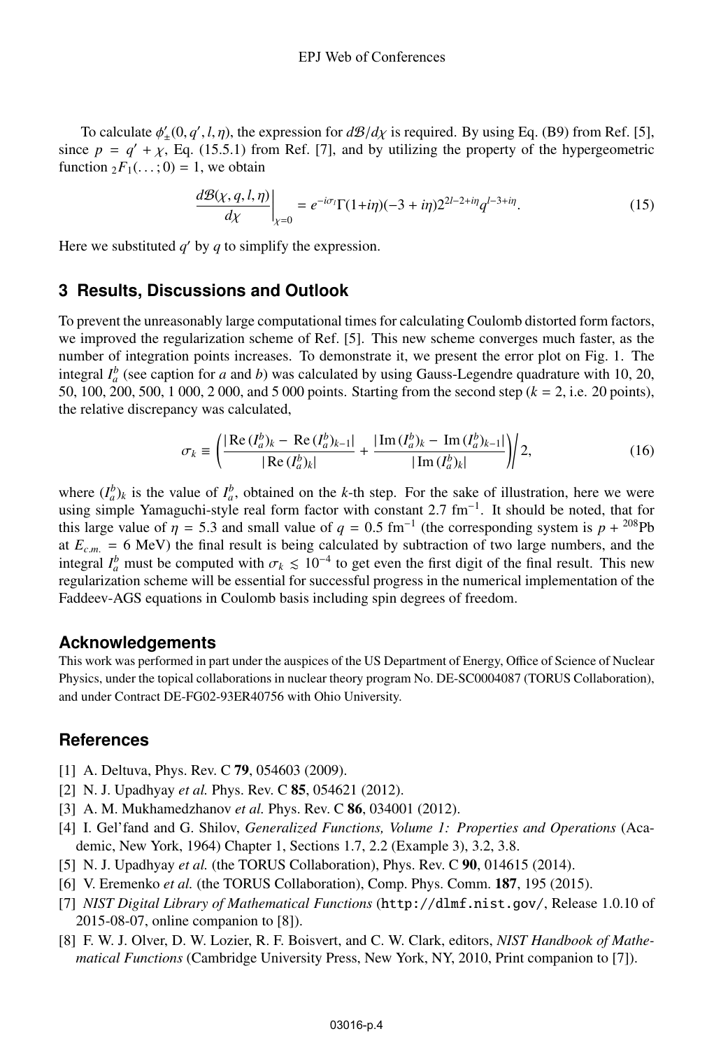To calculate $\phi'_{\pm}(0, q', l, \eta)$, the expression for $d\mathcal{B}/d\chi$ is required. By using Eq. (B9) from Ref. [5], since $p = q' + \chi$, Eq. (15.5.1) from Ref. [7], and by utilizing the property of the hypergeometric function ${}_2F_1(\ldots; 0) = 1$, we obtain

$$\left.\frac{d\mathcal{B}(\chi, q, l, \eta)}{d\chi}\right|_{\chi=0} = e^{-i\sigma_l}\Gamma(1+i\eta)(-3 + i\eta)2^{2l-2+i\eta}q^{l-3+i\eta}. \tag{15}$$

Here we substituted $q'$ by $q$ to simplify the expression.

## 3 Results, Discussions and Outlook

To prevent the unreasonably large computational times for calculating Coulomb distorted form factors, we improved the regularization scheme of Ref. [5]. This new scheme converges much faster, as the number of integration points increases. To demonstrate it, we present the error plot on Fig. 1. The integral $I_a^b$ (see caption for $a$ and $b$) was calculated by using Gauss-Legendre quadrature with 10, 20, 50, 100, 200, 500, 1 000, 2 000, and 5 000 points. Starting from the second step ($k = 2$, i.e. 20 points), the relative discrepancy was calculated,

$$\sigma_k \equiv \left( \frac{|\operatorname{Re}(I_a^b)_k - \operatorname{Re}(I_a^b)_{k-1}|}{|\operatorname{Re}(I_a^b)_k|} + \frac{|\operatorname{Im}(I_a^b)_k - \operatorname{Im}(I_a^b)_{k-1}|}{|\operatorname{Im}(I_a^b)_k|} \right) \bigg/ 2, \tag{16}$$

where $(I_a^b)_k$ is the value of $I_a^b$, obtained on the $k$-th step. For the sake of illustration, here we were using simple Yamaguchi-style real form factor with constant 2.7 $\text{fm}^{-1}$. It should be noted, that for this large value of $\eta = 5.3$ and small value of $q = 0.5$ $\text{fm}^{-1}$ (the corresponding system is $p + {}^{208}\text{Pb}$ at $E_{c.m.} = 6$ MeV) the final result is being calculated by subtraction of two large numbers, and the integral $I_a^b$ must be computed with $\sigma_k \lesssim 10^{-4}$ to get even the first digit of the final result. This new regularization scheme will be essential for successful progress in the numerical implementation of the Faddeev-AGS equations in Coulomb basis including spin degrees of freedom.

## Acknowledgements

This work was performed in part under the auspices of the US Department of Energy, Office of Science of Nuclear Physics, under the topical collaborations in nuclear theory program No. DE-SC0004087 (TORUS Collaboration), and under Contract DE-FG02-93ER40756 with Ohio University.

## References

[1] A. Deltuva, Phys. Rev. C **79**, 054603 (2009).

[2] N. J. Upadhyay *et al.* Phys. Rev. C **85**, 054621 (2012).

[3] A. M. Mukhamedzhanov *et al.* Phys. Rev. C **86**, 034001 (2012).

[4] I. Gel'fand and G. Shilov, *Generalized Functions, Volume 1: Properties and Operations* (Academic, New York, 1964) Chapter 1, Sections 1.7, 2.2 (Example 3), 3.2, 3.8.

[5] N. J. Upadhyay *et al.* (the TORUS Collaboration), Phys. Rev. C **90**, 014615 (2014).

[6] V. Eremenko *et al.* (the TORUS Collaboration), Comp. Phys. Comm. **187**, 195 (2015).

[7] *NIST Digital Library of Mathematical Functions* (`http://dlmf.nist.gov/`, Release 1.0.10 of 2015-08-07, online companion to [8]).

[8] F. W. J. Olver, D. W. Lozier, R. F. Boisvert, and C. W. Clark, editors, *NIST Handbook of Mathematical Functions* (Cambridge University Press, New York, NY, 2010, Print companion to [7]).